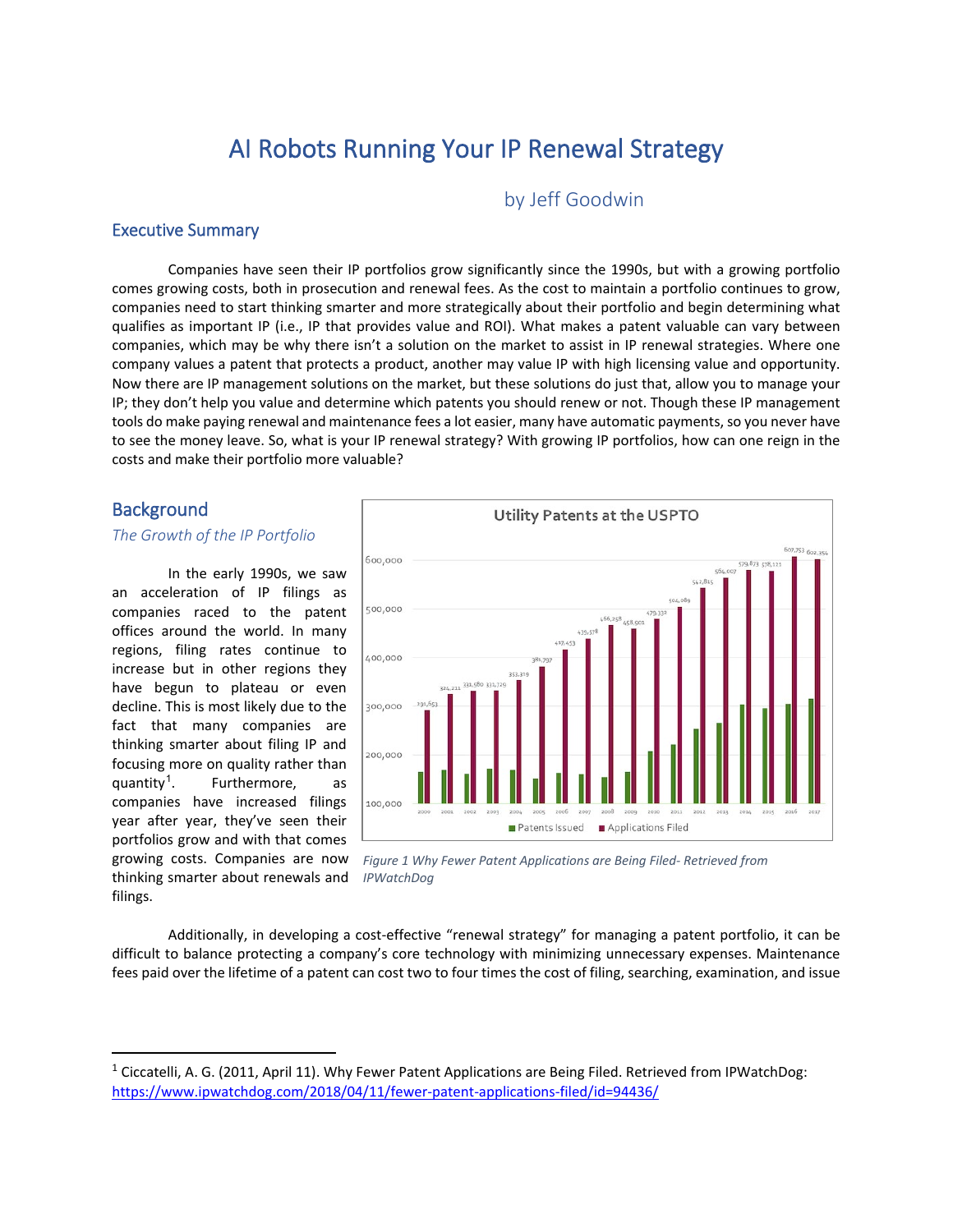# AI Robots Running Your IP Renewal Strategy

by Jeff Goodwin

## Executive Summary

Companies have seen their IP portfolios grow significantly since the 1990s, but with a growing portfolio comes growing costs, both in prosecution and renewal fees. As the cost to maintain a portfolio continues to grow, companies need to start thinking smarter and more strategically about their portfolio and begin determining what qualifies as important IP (i.e., IP that provides value and ROI). What makes a patent valuable can vary between companies, which may be why there isn't a solution on the market to assist in IP renewal strategies. Where one company values a patent that protects a product, another may value IP with high licensing value and opportunity. Now there are IP management solutions on the market, but these solutions do just that, allow you to manage your IP; they don't help you value and determine which patents you should renew or not. Though these IP management tools do make paying renewal and maintenance fees a lot easier, many have automatic payments, so you never have to see the money leave. So, what is your IP renewal strategy? With growing IP portfolios, how can one reign in the costs and make their portfolio more valuable?

## Background

### *The Growth of the IP Portfolio*

In the early 1990s, we saw an acceleration of IP filings as companies raced to the patent offices around the world. In many regions, filing rates continue to increase but in other regions they have begun to plateau or even decline. This is most likely due to the fact that many companies are thinking smarter about filing IP and focusing more on quality rather than quantity[1]. Furthermore, as companies have increased filings year after year, they've seen their portfolios grow and with that comes growing costs. Companies are now thinking smarter about renewals and filings.

*Figure 1 Why Fewer Patent Applications are Being Filed- Retrieved from IPWatchDog*

Additionally, in developing a cost-effective "renewal strategy" for managing a patent portfolio, it can be difficult to balance protecting a company's core technology with minimizing unnecessary expenses. Maintenance fees paid over the lifetime of a patent can cost two to four times the cost of filing, searching, examination, and issue

---

[1] Ciccatelli, A. G. (2011, April 11). Why Fewer Patent Applications are Being Filed. Retrieved from IPWatchDog: https://www.ipwatchdog.com/2018/04/11/fewer-patent-applications-filed/id=94436/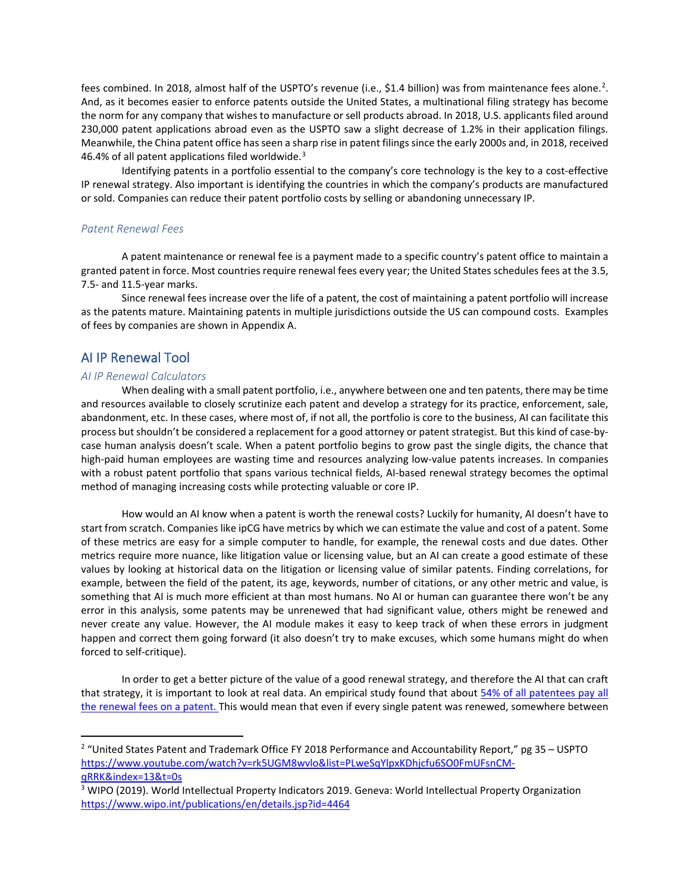fees combined. In 2018, almost half of the USPTO's revenue (i.e., $1.4 billion) was from maintenance fees alone.[2]. And, as it becomes easier to enforce patents outside the United States, a multinational filing strategy has become the norm for any company that wishes to manufacture or sell products abroad. In 2018, U.S. applicants filed around 230,000 patent applications abroad even as the USPTO saw a slight decrease of 1.2% in their application filings. Meanwhile, the China patent office has seen a sharp rise in patent filings since the early 2000s and, in 2018, received 46.4% of all patent applications filed worldwide.[3]

Identifying patents in a portfolio essential to the company's core technology is the key to a cost-effective IP renewal strategy. Also important is identifying the countries in which the company's products are manufactured or sold. Companies can reduce their patent portfolio costs by selling or abandoning unnecessary IP.

### *Patent Renewal Fees*

A patent maintenance or renewal fee is a payment made to a specific country's patent office to maintain a granted patent in force. Most countries require renewal fees every year; the United States schedules fees at the 3.5, 7.5- and 11.5-year marks.

Since renewal fees increase over the life of a patent, the cost of maintaining a patent portfolio will increase as the patents mature. Maintaining patents in multiple jurisdictions outside the US can compound costs. Examples of fees by companies are shown in Appendix A.

## AI IP Renewal Tool

### *AI IP Renewal Calculators*

When dealing with a small patent portfolio, i.e., anywhere between one and ten patents, there may be time and resources available to closely scrutinize each patent and develop a strategy for its practice, enforcement, sale, abandonment, etc. In these cases, where most of, if not all, the portfolio is core to the business, AI can facilitate this process but shouldn't be considered a replacement for a good attorney or patent strategist. But this kind of case-by-case human analysis doesn't scale. When a patent portfolio begins to grow past the single digits, the chance that high-paid human employees are wasting time and resources analyzing low-value patents increases. In companies with a robust patent portfolio that spans various technical fields, AI-based renewal strategy becomes the optimal method of managing increasing costs while protecting valuable or core IP.

How would an AI know when a patent is worth the renewal costs? Luckily for humanity, AI doesn't have to start from scratch. Companies like ipCG have metrics by which we can estimate the value and cost of a patent. Some of these metrics are easy for a simple computer to handle, for example, the renewal costs and due dates. Other metrics require more nuance, like litigation value or licensing value, but an AI can create a good estimate of these values by looking at historical data on the litigation or licensing value of similar patents. Finding correlations, for example, between the field of the patent, its age, keywords, number of citations, or any other metric and value, is something that AI is much more efficient at than most humans. No AI or human can guarantee there won't be any error in this analysis, some patents may be unrenewed that had significant value, others might be renewed and never create any value. However, the AI module makes it easy to keep track of when these errors in judgment happen and correct them going forward (it also doesn't try to make excuses, which some humans might do when forced to self-critique).

In order to get a better picture of the value of a good renewal strategy, and therefore the AI that can craft that strategy, it is important to look at real data. An empirical study found that about 54% of all patentees pay all the renewal fees on a patent. This would mean that even if every single patent was renewed, somewhere between

---

[2] "United States Patent and Trademark Office FY 2018 Performance and Accountability Report," pg 35 – USPTO https://www.youtube.com/watch?v=rk5UGM8wvlo&list=PLweSqYlpxKDhjcfu6SO0FmUFsnCM-qRRK&index=13&t=0s

[3] WIPO (2019). World Intellectual Property Indicators 2019. Geneva: World Intellectual Property Organization https://www.wipo.int/publications/en/details.jsp?id=4464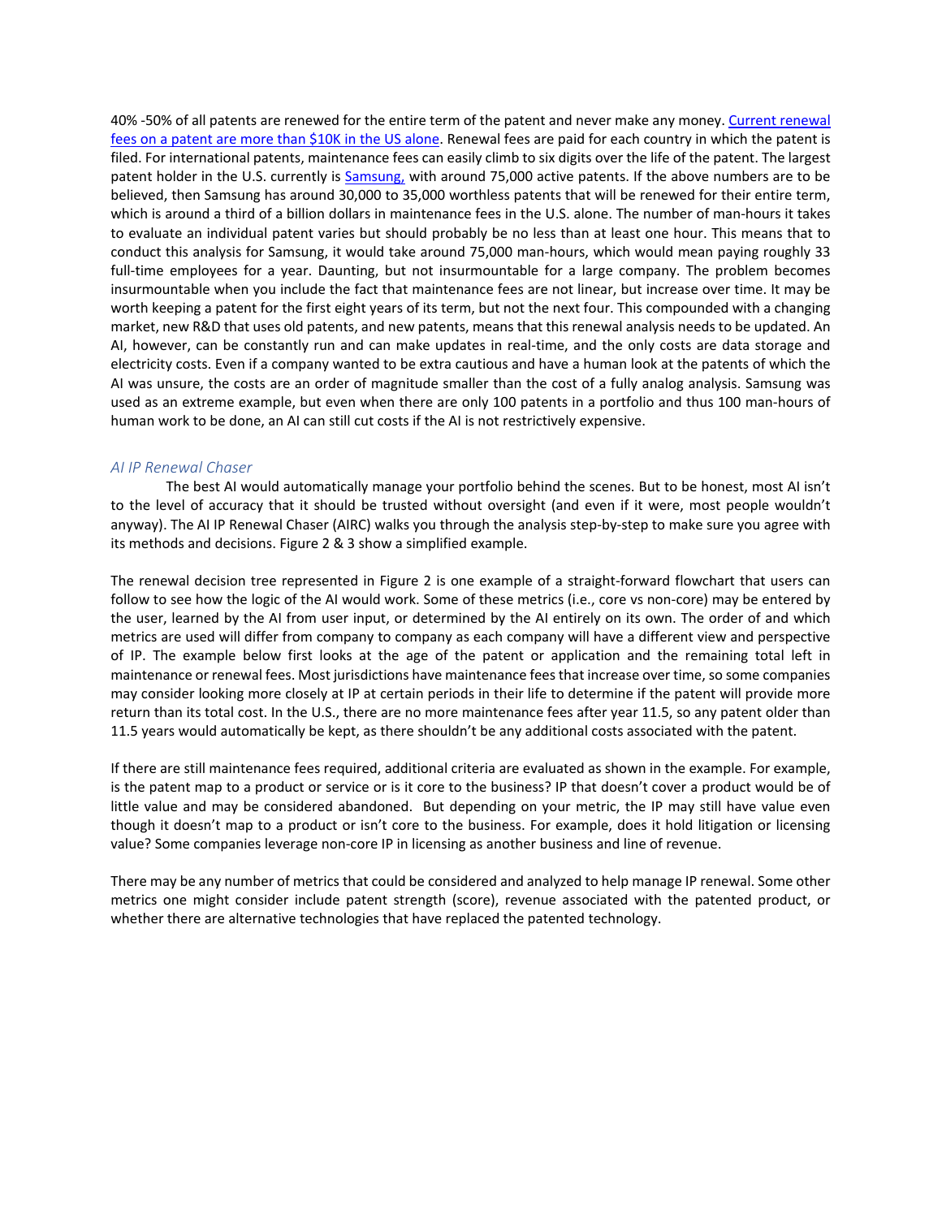40% -50% of all patents are renewed for the entire term of the patent and never make any money. [Current renewal fees on a patent are more than $10K in the US alone](). Renewal fees are paid for each country in which the patent is filed. For international patents, maintenance fees can easily climb to six digits over the life of the patent. The largest patent holder in the U.S. currently is [Samsung,]() with around 75,000 active patents. If the above numbers are to be believed, then Samsung has around 30,000 to 35,000 worthless patents that will be renewed for their entire term, which is around a third of a billion dollars in maintenance fees in the U.S. alone. The number of man-hours it takes to evaluate an individual patent varies but should probably be no less than at least one hour. This means that to conduct this analysis for Samsung, it would take around 75,000 man-hours, which would mean paying roughly 33 full-time employees for a year. Daunting, but not insurmountable for a large company. The problem becomes insurmountable when you include the fact that maintenance fees are not linear, but increase over time. It may be worth keeping a patent for the first eight years of its term, but not the next four. This compounded with a changing market, new R&D that uses old patents, and new patents, means that this renewal analysis needs to be updated. An AI, however, can be constantly run and can make updates in real-time, and the only costs are data storage and electricity costs. Even if a company wanted to be extra cautious and have a human look at the patents of which the AI was unsure, the costs are an order of magnitude smaller than the cost of a fully analog analysis. Samsung was used as an extreme example, but even when there are only 100 patents in a portfolio and thus 100 man-hours of human work to be done, an AI can still cut costs if the AI is not restrictively expensive.

### *AI IP Renewal Chaser*

The best AI would automatically manage your portfolio behind the scenes. But to be honest, most AI isn't to the level of accuracy that it should be trusted without oversight (and even if it were, most people wouldn't anyway). The AI IP Renewal Chaser (AIRC) walks you through the analysis step-by-step to make sure you agree with its methods and decisions. Figure 2 & 3 show a simplified example.

The renewal decision tree represented in Figure 2 is one example of a straight-forward flowchart that users can follow to see how the logic of the AI would work. Some of these metrics (i.e., core vs non-core) may be entered by the user, learned by the AI from user input, or determined by the AI entirely on its own. The order of and which metrics are used will differ from company to company as each company will have a different view and perspective of IP. The example below first looks at the age of the patent or application and the remaining total left in maintenance or renewal fees. Most jurisdictions have maintenance fees that increase over time, so some companies may consider looking more closely at IP at certain periods in their life to determine if the patent will provide more return than its total cost. In the U.S., there are no more maintenance fees after year 11.5, so any patent older than 11.5 years would automatically be kept, as there shouldn't be any additional costs associated with the patent.

If there are still maintenance fees required, additional criteria are evaluated as shown in the example. For example, is the patent map to a product or service or is it core to the business? IP that doesn't cover a product would be of little value and may be considered abandoned. But depending on your metric, the IP may still have value even though it doesn't map to a product or isn't core to the business. For example, does it hold litigation or licensing value? Some companies leverage non-core IP in licensing as another business and line of revenue.

There may be any number of metrics that could be considered and analyzed to help manage IP renewal. Some other metrics one might consider include patent strength (score), revenue associated with the patented product, or whether there are alternative technologies that have replaced the patented technology.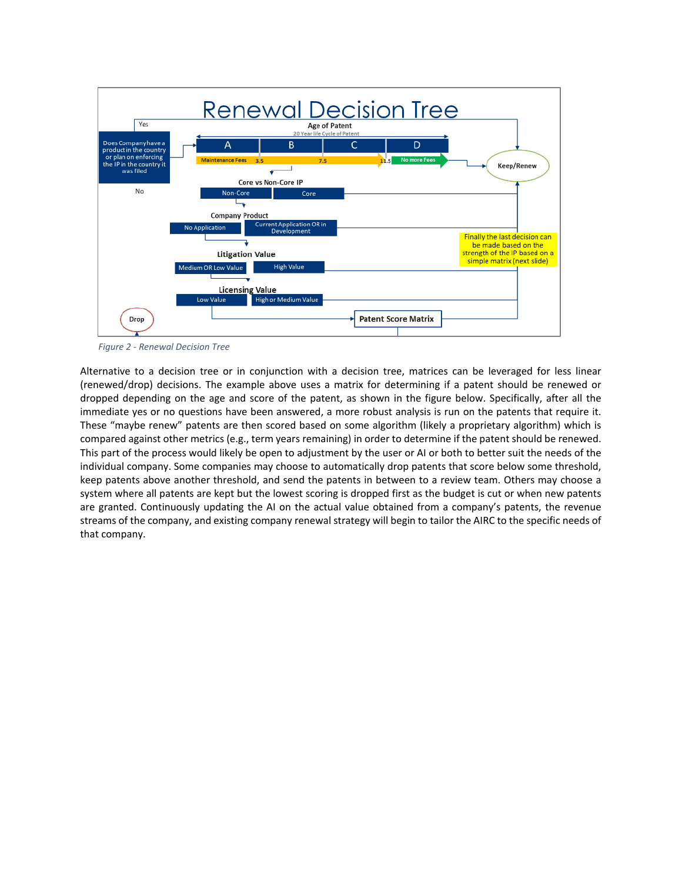*Figure 2 - Renewal Decision Tree*

Alternative to a decision tree or in conjunction with a decision tree, matrices can be leveraged for less linear (renewed/drop) decisions. The example above uses a matrix for determining if a patent should be renewed or dropped depending on the age and score of the patent, as shown in the figure below. Specifically, after all the immediate yes or no questions have been answered, a more robust analysis is run on the patents that require it. These "maybe renew" patents are then scored based on some algorithm (likely a proprietary algorithm) which is compared against other metrics (e.g., term years remaining) in order to determine if the patent should be renewed. This part of the process would likely be open to adjustment by the user or AI or both to better suit the needs of the individual company. Some companies may choose to automatically drop patents that score below some threshold, keep patents above another threshold, and send the patents in between to a review team. Others may choose a system where all patents are kept but the lowest scoring is dropped first as the budget is cut or when new patents are granted. Continuously updating the AI on the actual value obtained from a company's patents, the revenue streams of the company, and existing company renewal strategy will begin to tailor the AIRC to the specific needs of that company.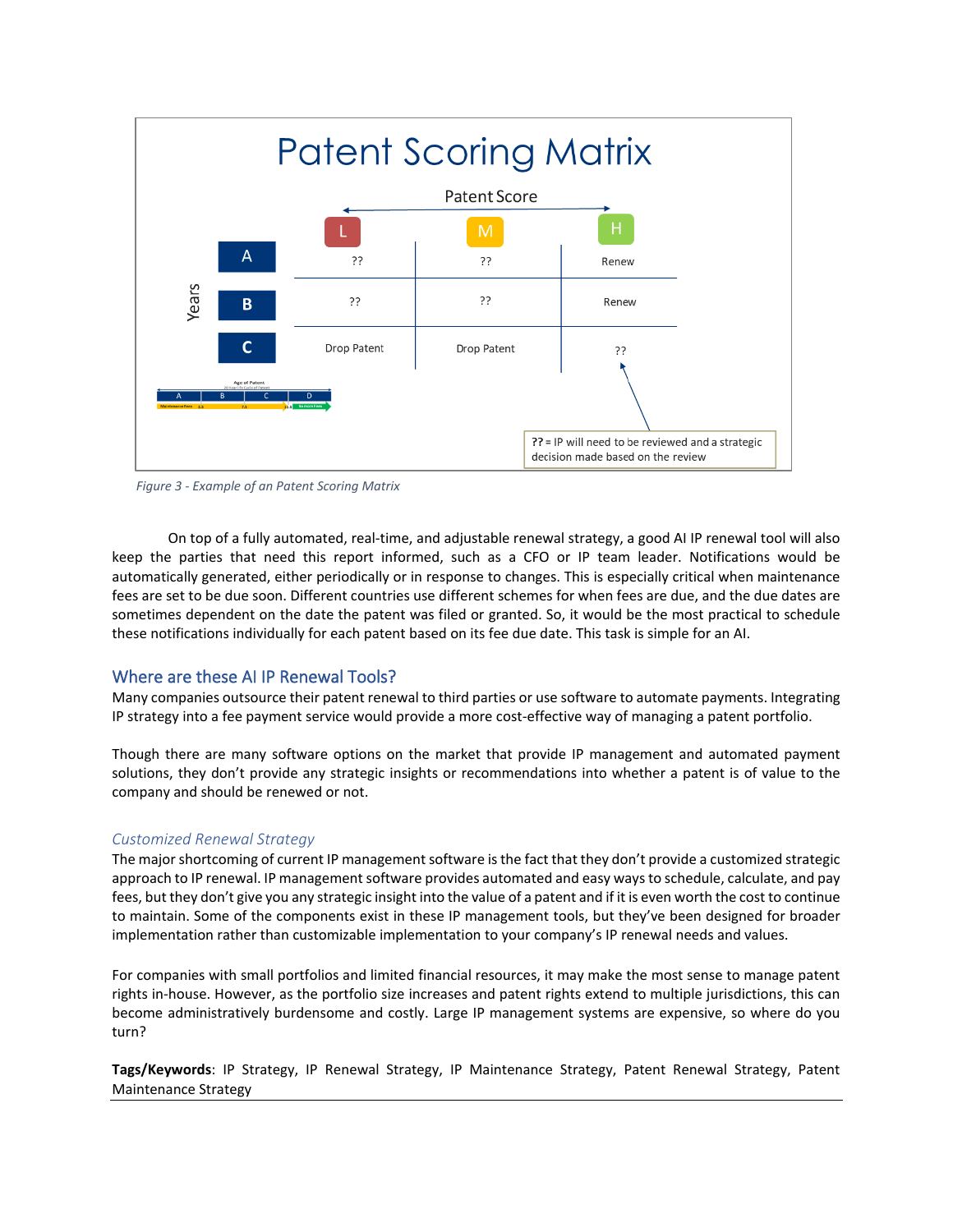Patent Scoring Matrix

Patent Score

| Years | L | M | H |
|---|---|---|---|
| A | ?? | ?? | Renew |
| B | ?? | ?? | Renew |
| C | Drop Patent | Drop Patent | ?? |

Age of Patent

A B C D

**??** = IP will need to be reviewed and a strategic decision made based on the review

*Figure 3 - Example of an Patent Scoring Matrix*

On top of a fully automated, real-time, and adjustable renewal strategy, a good AI IP renewal tool will also keep the parties that need this report informed, such as a CFO or IP team leader. Notifications would be automatically generated, either periodically or in response to changes. This is especially critical when maintenance fees are set to be due soon. Different countries use different schemes for when fees are due, and the due dates are sometimes dependent on the date the patent was filed or granted. So, it would be the most practical to schedule these notifications individually for each patent based on its fee due date. This task is simple for an AI.

## Where are these AI IP Renewal Tools?

Many companies outsource their patent renewal to third parties or use software to automate payments. Integrating IP strategy into a fee payment service would provide a more cost-effective way of managing a patent portfolio.

Though there are many software options on the market that provide IP management and automated payment solutions, they don't provide any strategic insights or recommendations into whether a patent is of value to the company and should be renewed or not.

### *Customized Renewal Strategy*

The major shortcoming of current IP management software is the fact that they don't provide a customized strategic approach to IP renewal. IP management software provides automated and easy ways to schedule, calculate, and pay fees, but they don't give you any strategic insight into the value of a patent and if it is even worth the cost to continue to maintain. Some of the components exist in these IP management tools, but they've been designed for broader implementation rather than customizable implementation to your company's IP renewal needs and values.

For companies with small portfolios and limited financial resources, it may make the most sense to manage patent rights in-house. However, as the portfolio size increases and patent rights extend to multiple jurisdictions, this can become administratively burdensome and costly. Large IP management systems are expensive, so where do you turn?

**Tags/Keywords**: IP Strategy, IP Renewal Strategy, IP Maintenance Strategy, Patent Renewal Strategy, Patent Maintenance Strategy